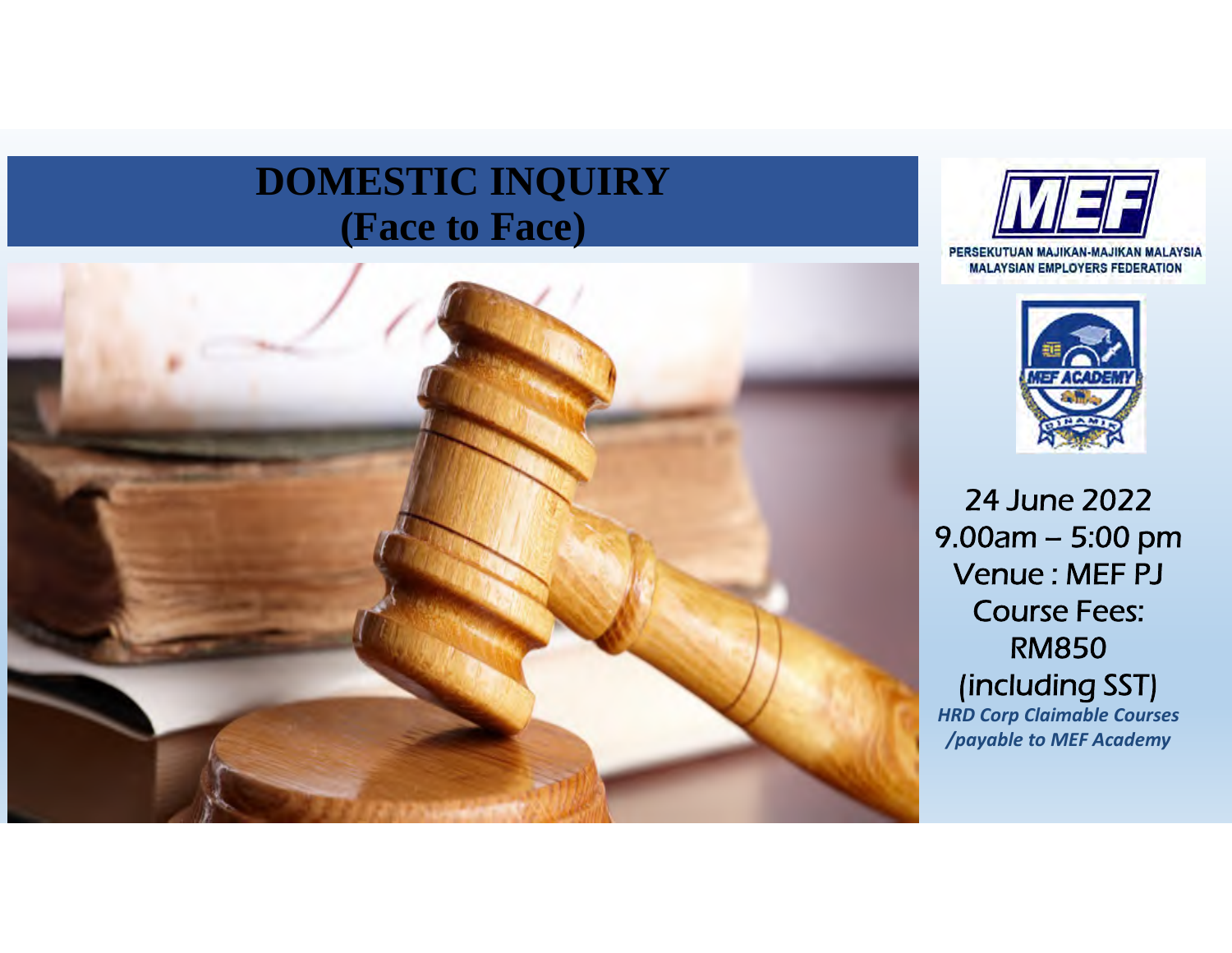# DOMESTIC INQUIRY (Face to Face)

PERSEKUTUAN MAJIKAN-MAJIKAN MALAYSIA
MALAYSIAN EMPLOYERS FEDERATION

24 June 2022
9.00am – 5:00 pm
Venue : MEF PJ
Course Fees:
RM850
(including SST)

***HRD Corp Claimable Courses /payable to MEF Academy***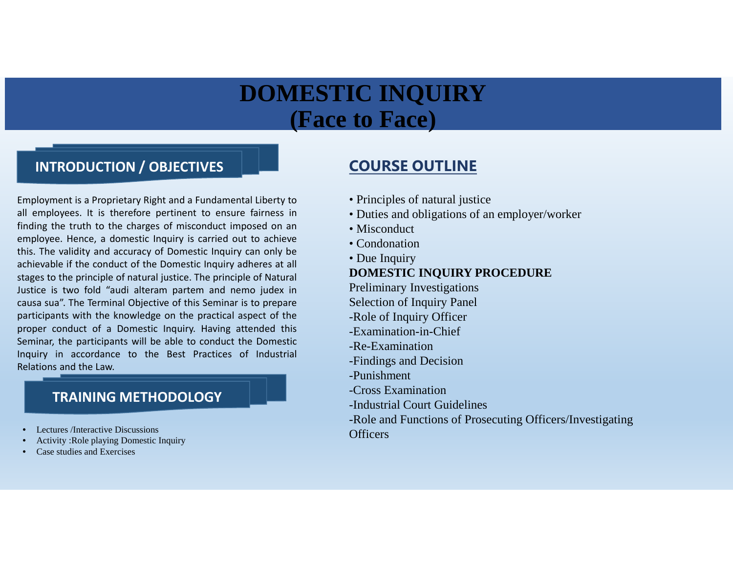# DOMESTIC INQUIRY
# (Face to Face)

## INTRODUCTION / OBJECTIVES

Employment is a Proprietary Right and a Fundamental Liberty to all employees. It is therefore pertinent to ensure fairness in finding the truth to the charges of misconduct imposed on an employee. Hence, a domestic Inquiry is carried out to achieve this. The validity and accuracy of Domestic Inquiry can only be achievable if the conduct of the Domestic Inquiry adheres at all stages to the principle of natural justice. The principle of Natural Justice is two fold "audi alteram partem and nemo judex in causa sua". The Terminal Objective of this Seminar is to prepare participants with the knowledge on the practical aspect of the proper conduct of a Domestic Inquiry. Having attended this Seminar, the participants will be able to conduct the Domestic Inquiry in accordance to the Best Practices of Industrial Relations and the Law.

## TRAINING METHODOLOGY

- Lectures /Interactive Discussions
- Activity :Role playing Domestic Inquiry
- Case studies and Exercises

## COURSE OUTLINE

- Principles of natural justice
- Duties and obligations of an employer/worker
- Misconduct
- Condonation
- Due Inquiry

**DOMESTIC INQUIRY PROCEDURE**

Preliminary Investigations

Selection of Inquiry Panel

-Role of Inquiry Officer

-Examination-in-Chief

-Re-Examination

-Findings and Decision

-Punishment

-Cross Examination

-Industrial Court Guidelines

-Role and Functions of Prosecuting Officers/Investigating Officers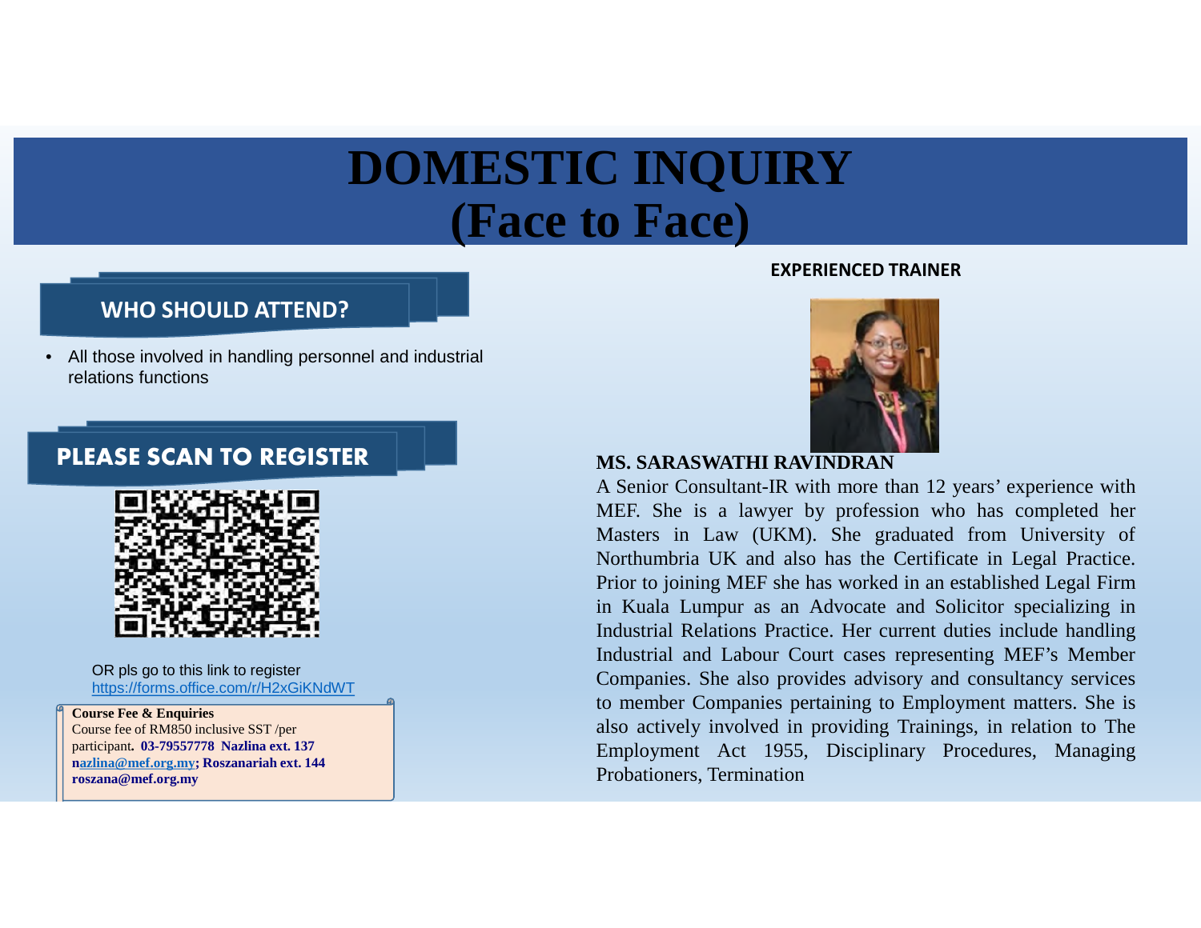# DOMESTIC INQUIRY (Face to Face)

## WHO SHOULD ATTEND?

- All those involved in handling personnel and industrial relations functions

## PLEASE SCAN TO REGISTER

OR pls go to this link to register
https://forms.office.com/r/H2xGiKNdWT

**Course Fee & Enquiries**
Course fee of RM850 inclusive SST /per participant**. 03-79557778 Nazlina ext. 137 nazlina@mef.org.my; Roszanariah ext. 144 roszana@mef.org.my**

## EXPERIENCED TRAINER

**MS. SARASWATHI RAVINDRAN**

A Senior Consultant-IR with more than 12 years' experience with MEF. She is a lawyer by profession who has completed her Masters in Law (UKM). She graduated from University of Northumbria UK and also has the Certificate in Legal Practice. Prior to joining MEF she has worked in an established Legal Firm in Kuala Lumpur as an Advocate and Solicitor specializing in Industrial Relations Practice. Her current duties include handling Industrial and Labour Court cases representing MEF's Member Companies. She also provides advisory and consultancy services to member Companies pertaining to Employment matters. She is also actively involved in providing Trainings, in relation to The Employment Act 1955, Disciplinary Procedures, Managing Probationers, Termination